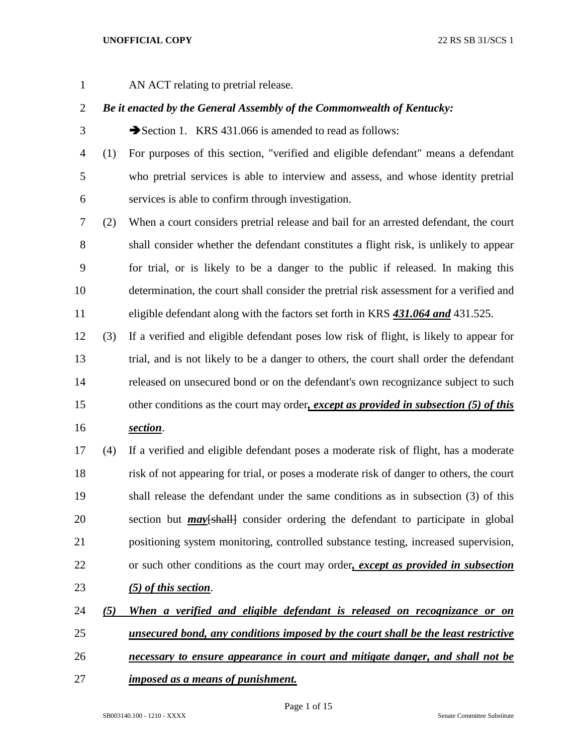AN ACT relating to pretrial release.

***Be it enacted by the General Assembly of the Commonwealth of Kentucky:***

➔Section 1. KRS 431.066 is amended to read as follows:

(1) For purposes of this section, "verified and eligible defendant" means a defendant who pretrial services is able to interview and assess, and whose identity pretrial services is able to confirm through investigation.

(2) When a court considers pretrial release and bail for an arrested defendant, the court shall consider whether the defendant constitutes a flight risk, is unlikely to appear for trial, or is likely to be a danger to the public if released. In making this determination, the court shall consider the pretrial risk assessment for a verified and eligible defendant along with the factors set forth in KRS ***431.064 and*** 431.525.

(3) If a verified and eligible defendant poses low risk of flight, is likely to appear for trial, and is not likely to be a danger to others, the court shall order the defendant released on unsecured bond or on the defendant's own recognizance subject to such other conditions as the court may order***, except as provided in subsection (5) of this section***.

(4) If a verified and eligible defendant poses a moderate risk of flight, has a moderate risk of not appearing for trial, or poses a moderate risk of danger to others, the court shall release the defendant under the same conditions as in subsection (3) of this section but ***may***~~[shall]~~ consider ordering the defendant to participate in global positioning system monitoring, controlled substance testing, increased supervision, or such other conditions as the court may order***, except as provided in subsection (5) of this section***.

***(5) When a verified and eligible defendant is released on recognizance or on unsecured bond, any conditions imposed by the court shall be the least restrictive necessary to ensure appearance in court and mitigate danger, and shall not be imposed as a means of punishment.***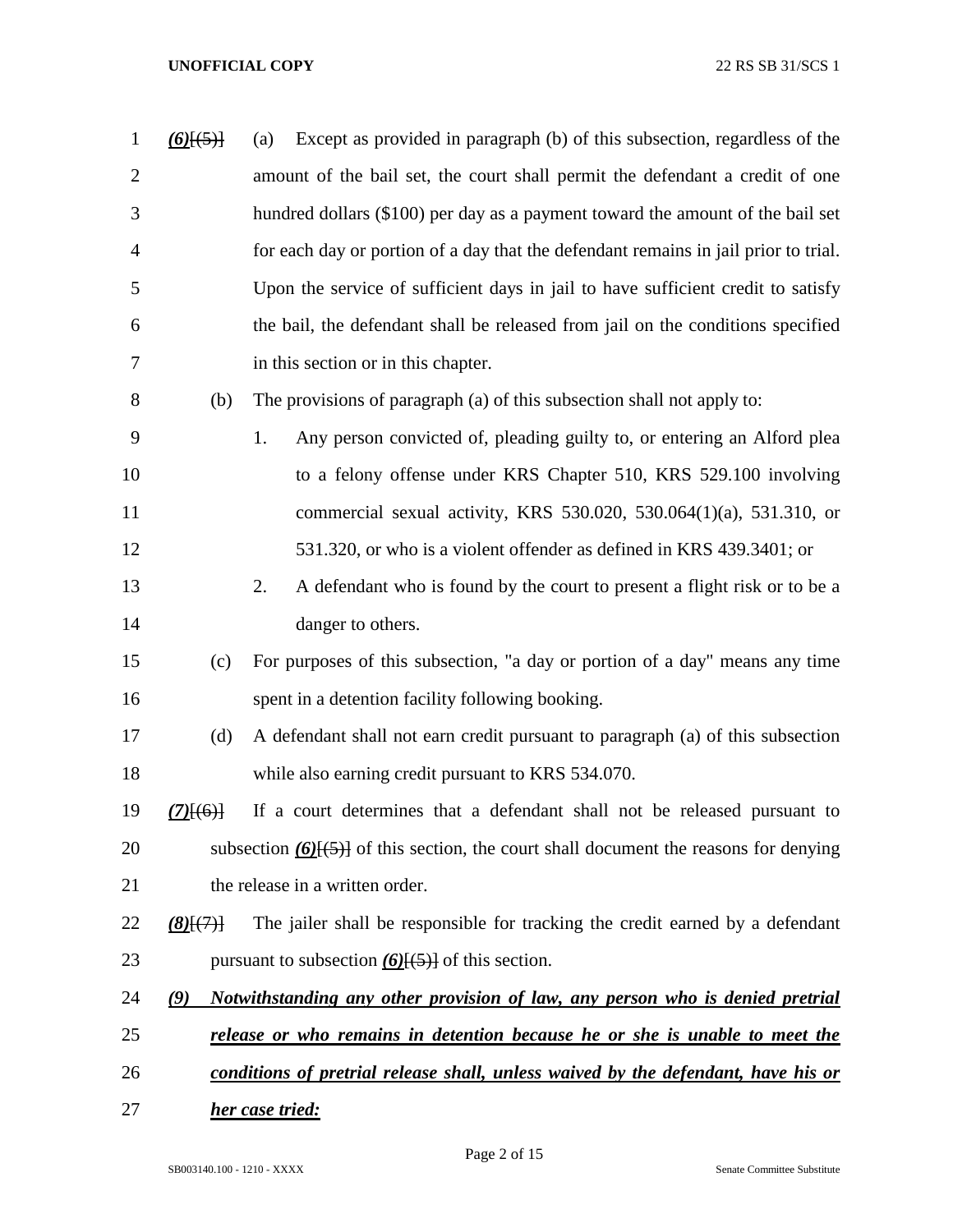*(6)*[(5)] (a) Except as provided in paragraph (b) of this subsection, regardless of the amount of the bail set, the court shall permit the defendant a credit of one hundred dollars ($100) per day as a payment toward the amount of the bail set for each day or portion of a day that the defendant remains in jail prior to trial. Upon the service of sufficient days in jail to have sufficient credit to satisfy the bail, the defendant shall be released from jail on the conditions specified in this section or in this chapter.

(b) The provisions of paragraph (a) of this subsection shall not apply to:

1. Any person convicted of, pleading guilty to, or entering an Alford plea to a felony offense under KRS Chapter 510, KRS 529.100 involving commercial sexual activity, KRS 530.020, 530.064(1)(a), 531.310, or 531.320, or who is a violent offender as defined in KRS 439.3401; or

2. A defendant who is found by the court to present a flight risk or to be a danger to others.

(c) For purposes of this subsection, "a day or portion of a day" means any time spent in a detention facility following booking.

(d) A defendant shall not earn credit pursuant to paragraph (a) of this subsection while also earning credit pursuant to KRS 534.070.

*(7)*[(6)] If a court determines that a defendant shall not be released pursuant to subsection *(6)*[(5)] of this section, the court shall document the reasons for denying the release in a written order.

*(8)*[(7)] The jailer shall be responsible for tracking the credit earned by a defendant pursuant to subsection *(6)*[(5)] of this section.

***(9) Notwithstanding any other provision of law, any person who is denied pretrial release or who remains in detention because he or she is unable to meet the conditions of pretrial release shall, unless waived by the defendant, have his or her case tried:***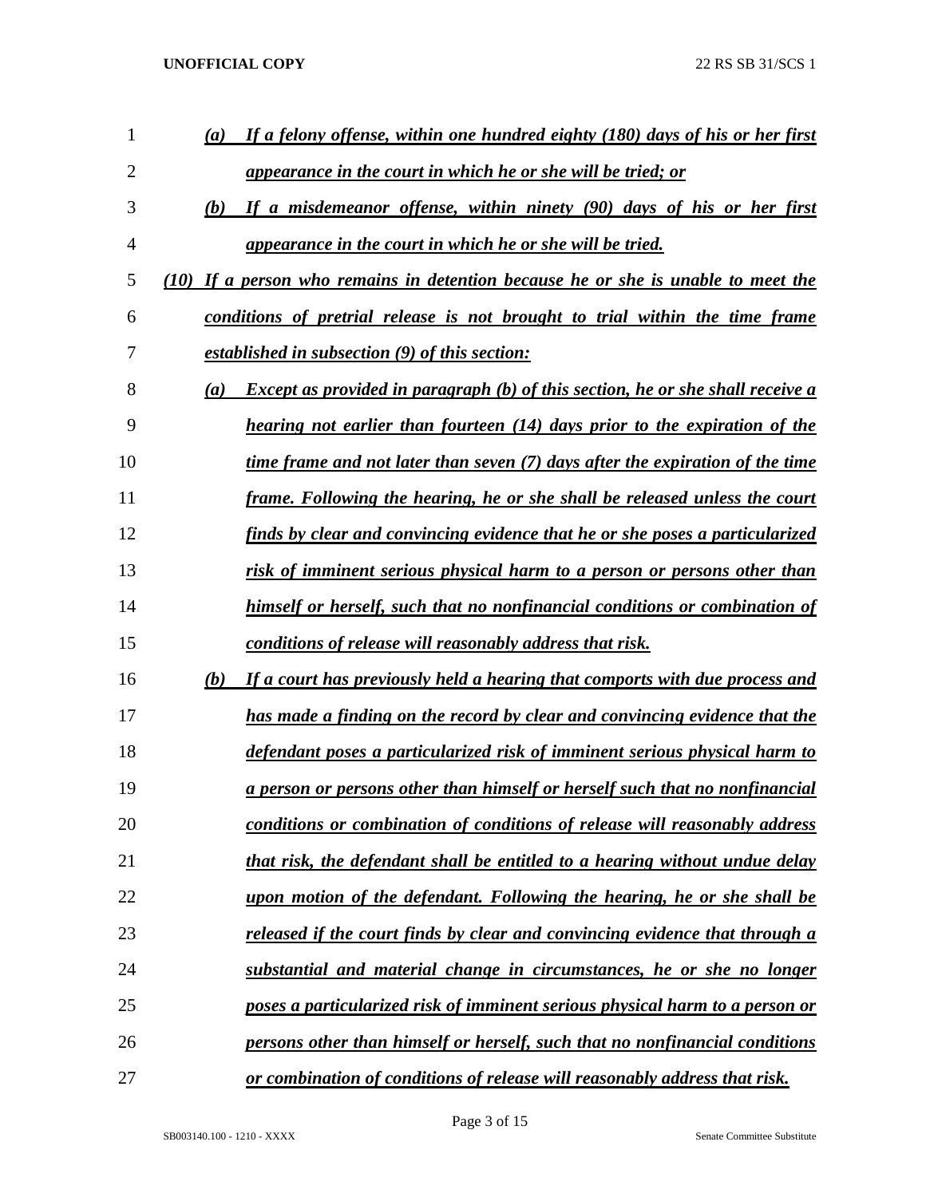*(a) If a felony offense, within one hundred eighty (180) days of his or her first appearance in the court in which he or she will be tried; or*

*(b) If a misdemeanor offense, within ninety (90) days of his or her first appearance in the court in which he or she will be tried.*

*(10) If a person who remains in detention because he or she is unable to meet the conditions of pretrial release is not brought to trial within the time frame established in subsection (9) of this section:*

*(a) Except as provided in paragraph (b) of this section, he or she shall receive a hearing not earlier than fourteen (14) days prior to the expiration of the time frame and not later than seven (7) days after the expiration of the time frame. Following the hearing, he or she shall be released unless the court finds by clear and convincing evidence that he or she poses a particularized risk of imminent serious physical harm to a person or persons other than himself or herself, such that no nonfinancial conditions or combination of conditions of release will reasonably address that risk.*

*(b) If a court has previously held a hearing that comports with due process and has made a finding on the record by clear and convincing evidence that the defendant poses a particularized risk of imminent serious physical harm to a person or persons other than himself or herself such that no nonfinancial conditions or combination of conditions of release will reasonably address that risk, the defendant shall be entitled to a hearing without undue delay upon motion of the defendant. Following the hearing, he or she shall be released if the court finds by clear and convincing evidence that through a substantial and material change in circumstances, he or she no longer poses a particularized risk of imminent serious physical harm to a person or persons other than himself or herself, such that no nonfinancial conditions or combination of conditions of release will reasonably address that risk.*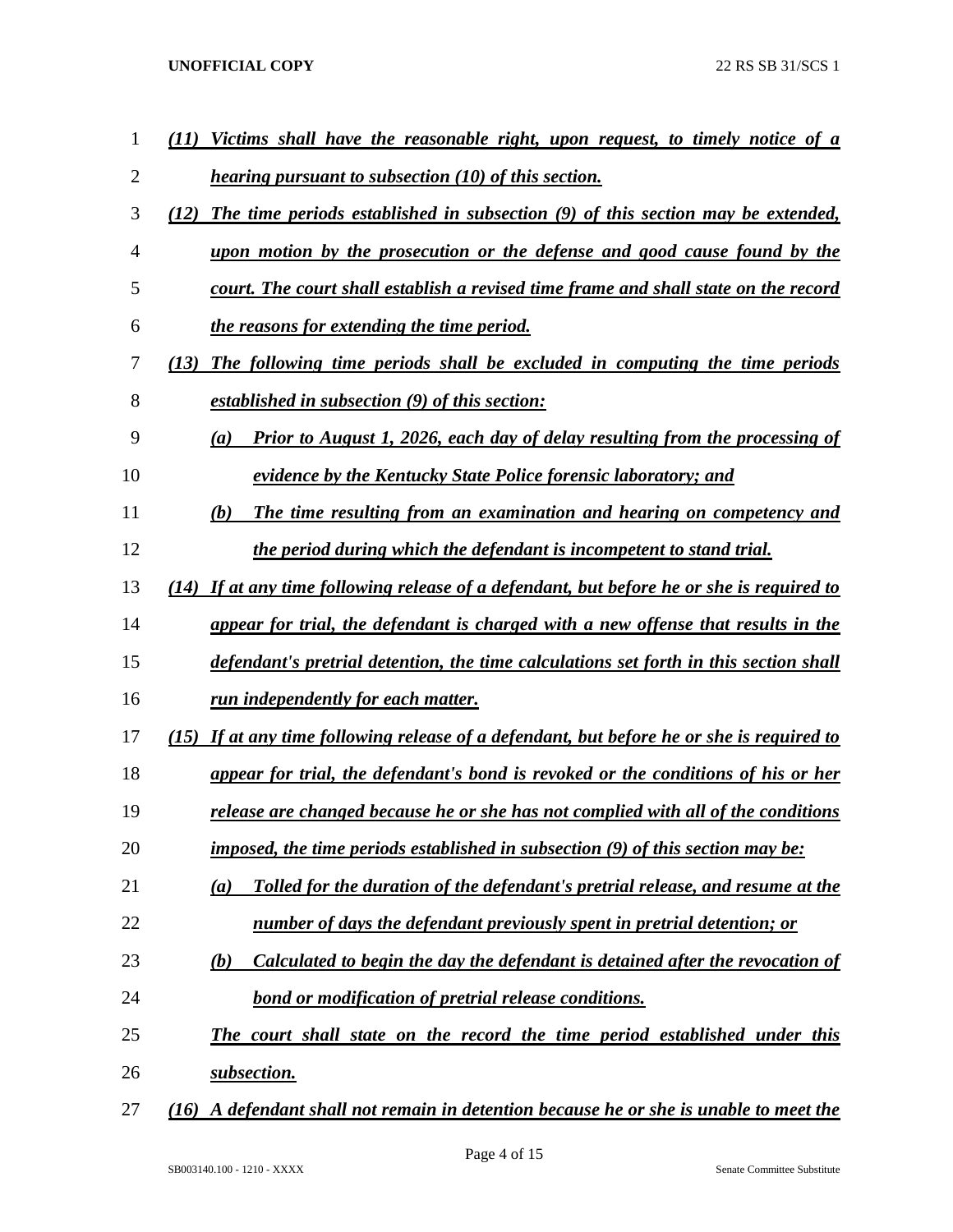*(11) Victims shall have the reasonable right, upon request, to timely notice of a hearing pursuant to subsection (10) of this section.*

*(12) The time periods established in subsection (9) of this section may be extended, upon motion by the prosecution or the defense and good cause found by the court. The court shall establish a revised time frame and shall state on the record the reasons for extending the time period.*

*(13) The following time periods shall be excluded in computing the time periods established in subsection (9) of this section:*

*(a) Prior to August 1, 2026, each day of delay resulting from the processing of evidence by the Kentucky State Police forensic laboratory; and*

*(b) The time resulting from an examination and hearing on competency and the period during which the defendant is incompetent to stand trial.*

*(14) If at any time following release of a defendant, but before he or she is required to appear for trial, the defendant is charged with a new offense that results in the defendant's pretrial detention, the time calculations set forth in this section shall run independently for each matter.*

*(15) If at any time following release of a defendant, but before he or she is required to appear for trial, the defendant's bond is revoked or the conditions of his or her release are changed because he or she has not complied with all of the conditions imposed, the time periods established in subsection (9) of this section may be:*

*(a) Tolled for the duration of the defendant's pretrial release, and resume at the number of days the defendant previously spent in pretrial detention; or*

*(b) Calculated to begin the day the defendant is detained after the revocation of bond or modification of pretrial release conditions.*

*The court shall state on the record the time period established under this subsection.*

*(16) A defendant shall not remain in detention because he or she is unable to meet the*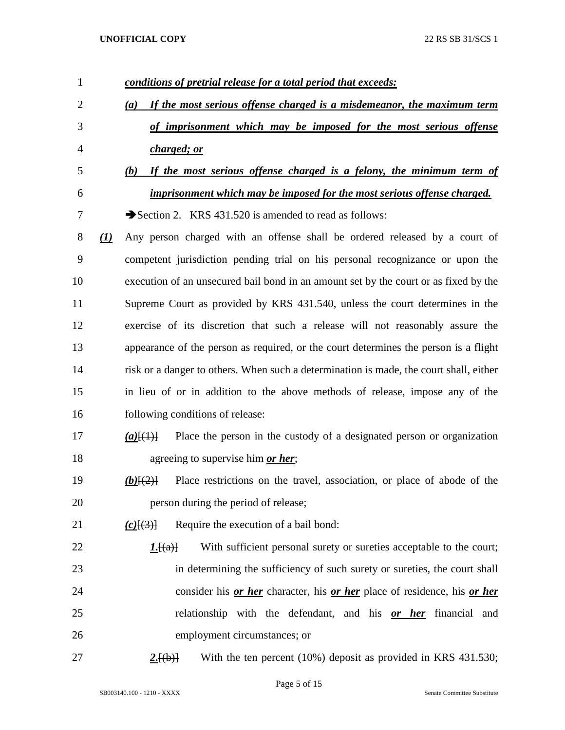***conditions of pretrial release for a total period that exceeds:***

***(a) If the most serious offense charged is a misdemeanor, the maximum term of imprisonment which may be imposed for the most serious offense charged; or***

***(b) If the most serious offense charged is a felony, the minimum term of imprisonment which may be imposed for the most serious offense charged.***

➔Section 2. KRS 431.520 is amended to read as follows:

***(1)*** Any person charged with an offense shall be ordered released by a court of competent jurisdiction pending trial on his personal recognizance or upon the execution of an unsecured bail bond in an amount set by the court or as fixed by the Supreme Court as provided by KRS 431.540, unless the court determines in the exercise of its discretion that such a release will not reasonably assure the appearance of the person as required, or the court determines the person is a flight risk or a danger to others. When such a determination is made, the court shall, either in lieu of or in addition to the above methods of release, impose any of the following conditions of release:

***(a)***[(1)] Place the person in the custody of a designated person or organization agreeing to supervise him ***or her***;

***(b)***[(2)] Place restrictions on the travel, association, or place of abode of the person during the period of release;

***(c)***[(3)] Require the execution of a bail bond:

***1.***[(a)] With sufficient personal surety or sureties acceptable to the court; in determining the sufficiency of such surety or sureties, the court shall consider his ***or her*** character, his ***or her*** place of residence, his ***or her*** relationship with the defendant, and his ***or her*** financial and employment circumstances; or

***2.***[(b)] With the ten percent (10%) deposit as provided in KRS 431.530;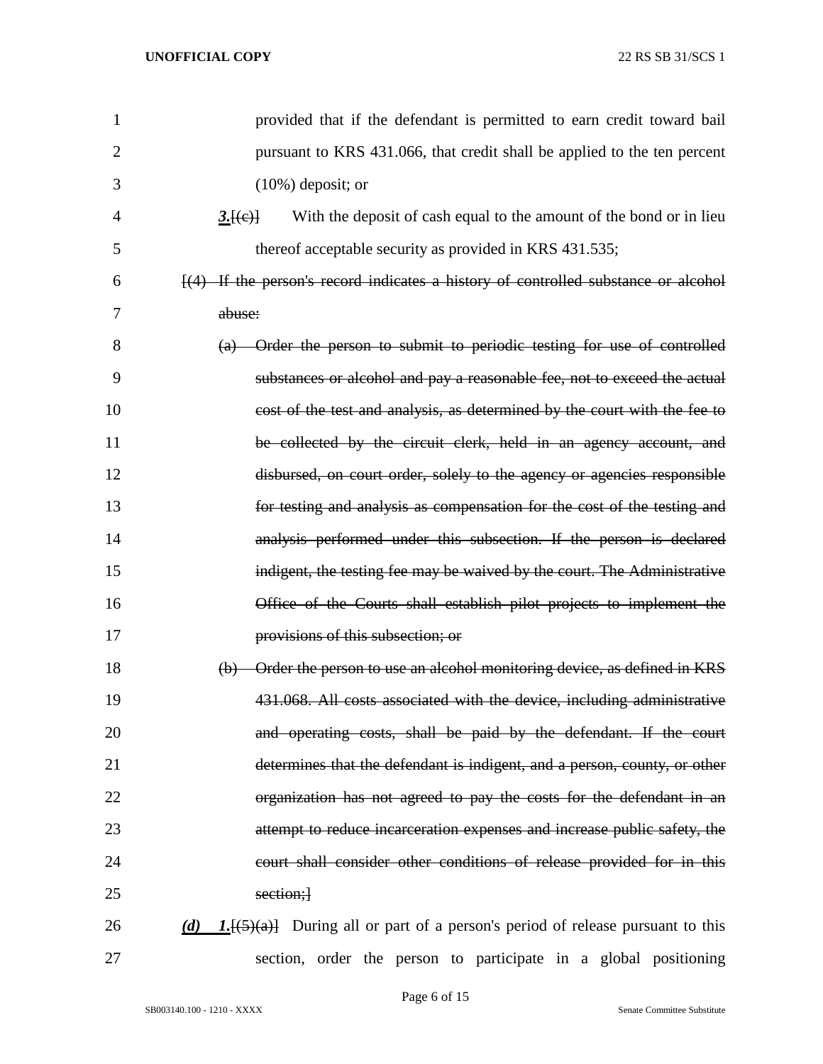provided that if the defendant is permitted to earn credit toward bail pursuant to KRS 431.066, that credit shall be applied to the ten percent (10%) deposit; or

***3.***~~[(c)]~~ With the deposit of cash equal to the amount of the bond or in lieu thereof acceptable security as provided in KRS 431.535;

~~[(4) If the person's record indicates a history of controlled substance or alcohol abuse:~~

~~(a) Order the person to submit to periodic testing for use of controlled substances or alcohol and pay a reasonable fee, not to exceed the actual cost of the test and analysis, as determined by the court with the fee to be collected by the circuit clerk, held in an agency account, and disbursed, on court order, solely to the agency or agencies responsible for testing and analysis as compensation for the cost of the testing and analysis performed under this subsection. If the person is declared indigent, the testing fee may be waived by the court. The Administrative Office of the Courts shall establish pilot projects to implement the provisions of this subsection; or~~

~~(b) Order the person to use an alcohol monitoring device, as defined in KRS 431.068. All costs associated with the device, including administrative and operating costs, shall be paid by the defendant. If the court determines that the defendant is indigent, and a person, county, or other organization has not agreed to pay the costs for the defendant in an attempt to reduce incarceration expenses and increase public safety, the court shall consider other conditions of release provided for in this section;]~~

***(d) 1.***~~[(5)(a)]~~ During all or part of a person's period of release pursuant to this section, order the person to participate in a global positioning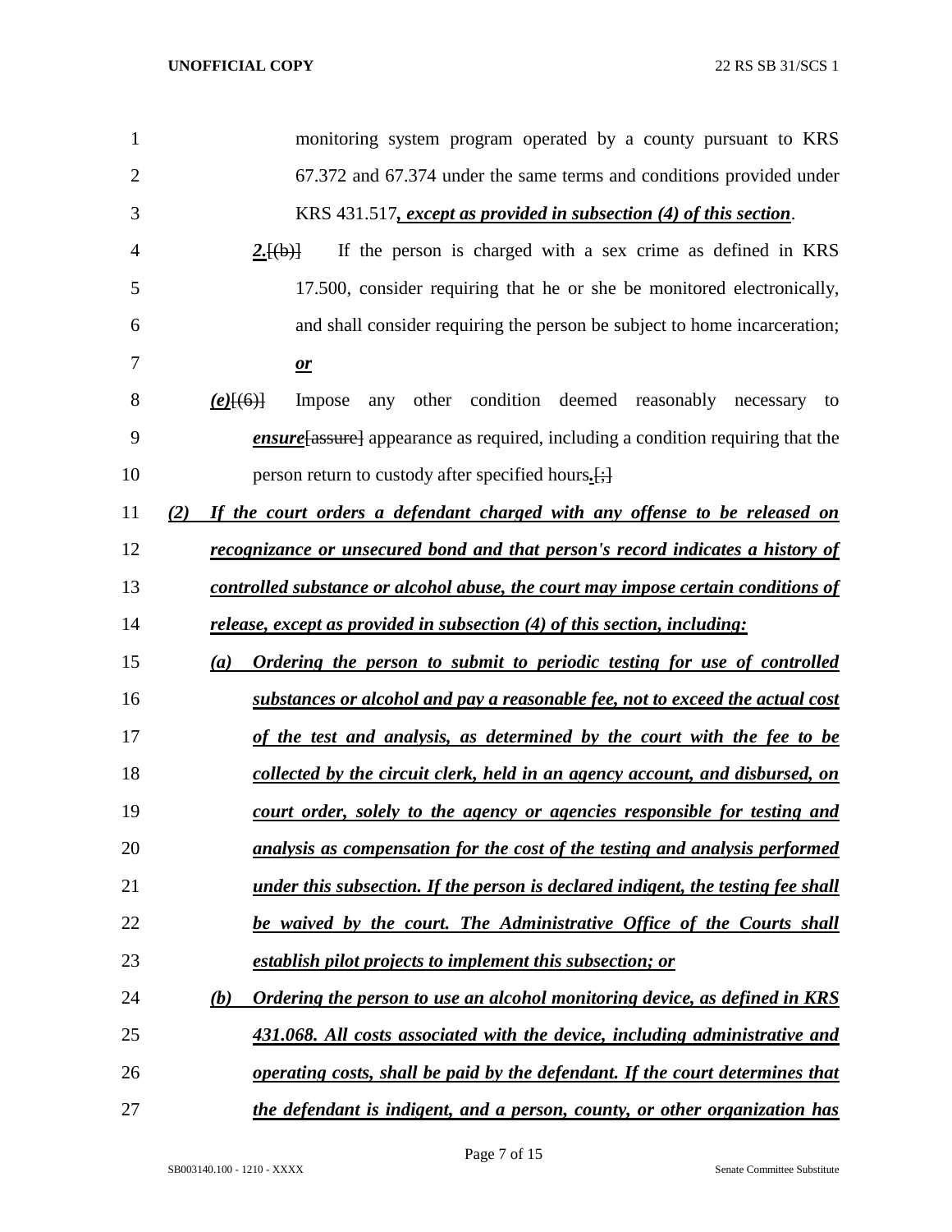monitoring system program operated by a county pursuant to KRS 67.372 and 67.374 under the same terms and conditions provided under KRS 431.517***, except as provided in subsection (4) of this section***.

***2.***[(b)] If the person is charged with a sex crime as defined in KRS 17.500, consider requiring that he or she be monitored electronically, and shall consider requiring the person be subject to home incarceration; ***or***

***(e)***[(6)] Impose any other condition deemed reasonably necessary to ***ensure***[assure] appearance as required, including a condition requiring that the person return to custody after specified hours***.***[;]

***(2) If the court orders a defendant charged with any offense to be released on recognizance or unsecured bond and that person's record indicates a history of controlled substance or alcohol abuse, the court may impose certain conditions of release, except as provided in subsection (4) of this section, including:***

***(a) Ordering the person to submit to periodic testing for use of controlled substances or alcohol and pay a reasonable fee, not to exceed the actual cost of the test and analysis, as determined by the court with the fee to be collected by the circuit clerk, held in an agency account, and disbursed, on court order, solely to the agency or agencies responsible for testing and analysis as compensation for the cost of the testing and analysis performed under this subsection. If the person is declared indigent, the testing fee shall be waived by the court. The Administrative Office of the Courts shall establish pilot projects to implement this subsection; or***

***(b) Ordering the person to use an alcohol monitoring device, as defined in KRS 431.068. All costs associated with the device, including administrative and operating costs, shall be paid by the defendant. If the court determines that the defendant is indigent, and a person, county, or other organization has***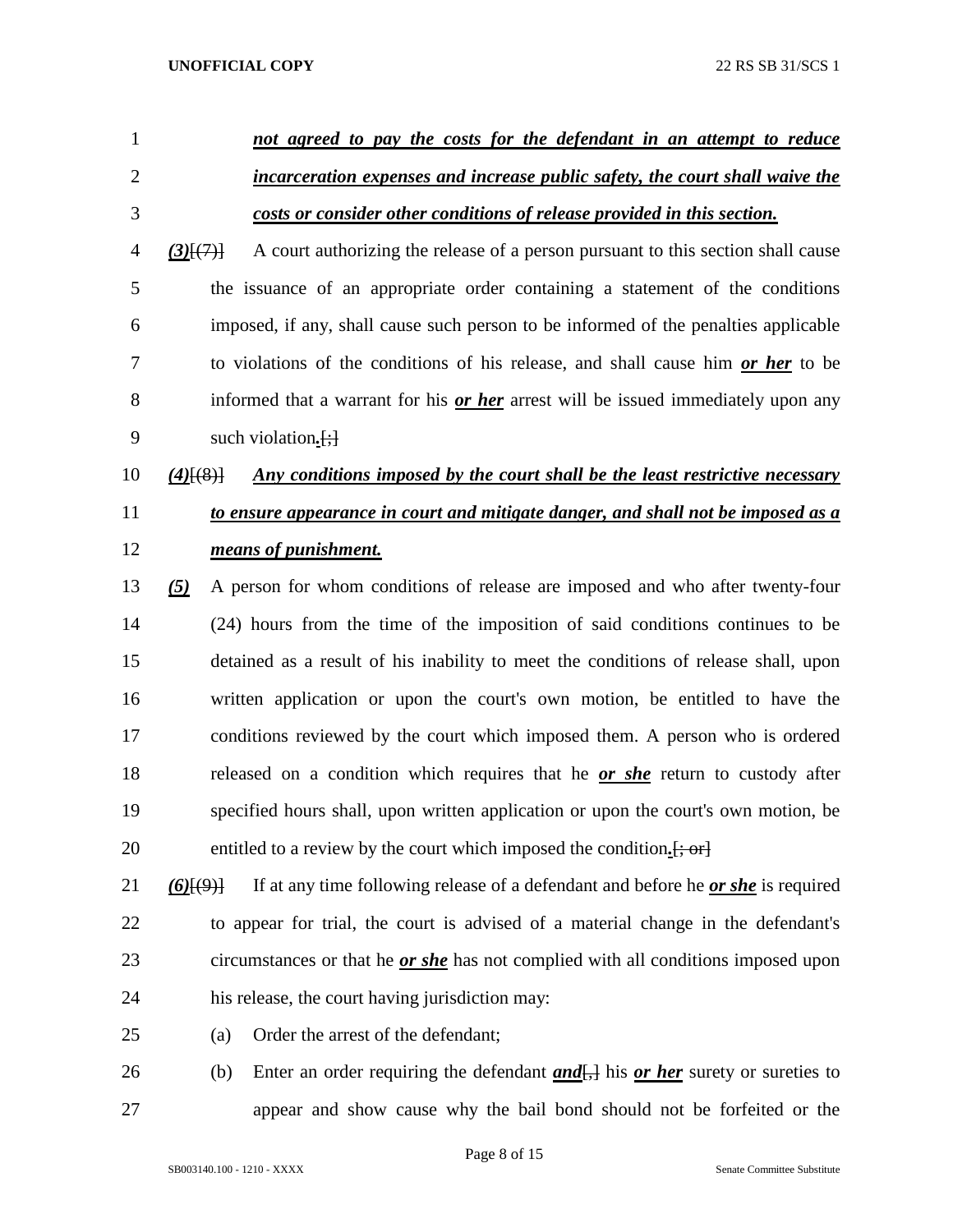***not agreed to pay the costs for the defendant in an attempt to reduce incarceration expenses and increase public safety, the court shall waive the costs or consider other conditions of release provided in this section.***

***(3)***[(7)] A court authorizing the release of a person pursuant to this section shall cause the issuance of an appropriate order containing a statement of the conditions imposed, if any, shall cause such person to be informed of the penalties applicable to violations of the conditions of his release, and shall cause him ***or her*** to be informed that a warrant for his ***or her*** arrest will be issued immediately upon any such violation***.***[;]

***(4)***[(8)] ***Any conditions imposed by the court shall be the least restrictive necessary to ensure appearance in court and mitigate danger, and shall not be imposed as a means of punishment.***

***(5)*** A person for whom conditions of release are imposed and who after twenty-four (24) hours from the time of the imposition of said conditions continues to be detained as a result of his inability to meet the conditions of release shall, upon written application or upon the court's own motion, be entitled to have the conditions reviewed by the court which imposed them. A person who is ordered released on a condition which requires that he ***or she*** return to custody after specified hours shall, upon written application or upon the court's own motion, be entitled to a review by the court which imposed the condition***.***[; or]

***(6)***[(9)] If at any time following release of a defendant and before he ***or she*** is required to appear for trial, the court is advised of a material change in the defendant's circumstances or that he ***or she*** has not complied with all conditions imposed upon his release, the court having jurisdiction may:

(a) Order the arrest of the defendant;

(b) Enter an order requiring the defendant ***and***[,] his ***or her*** surety or sureties to appear and show cause why the bail bond should not be forfeited or the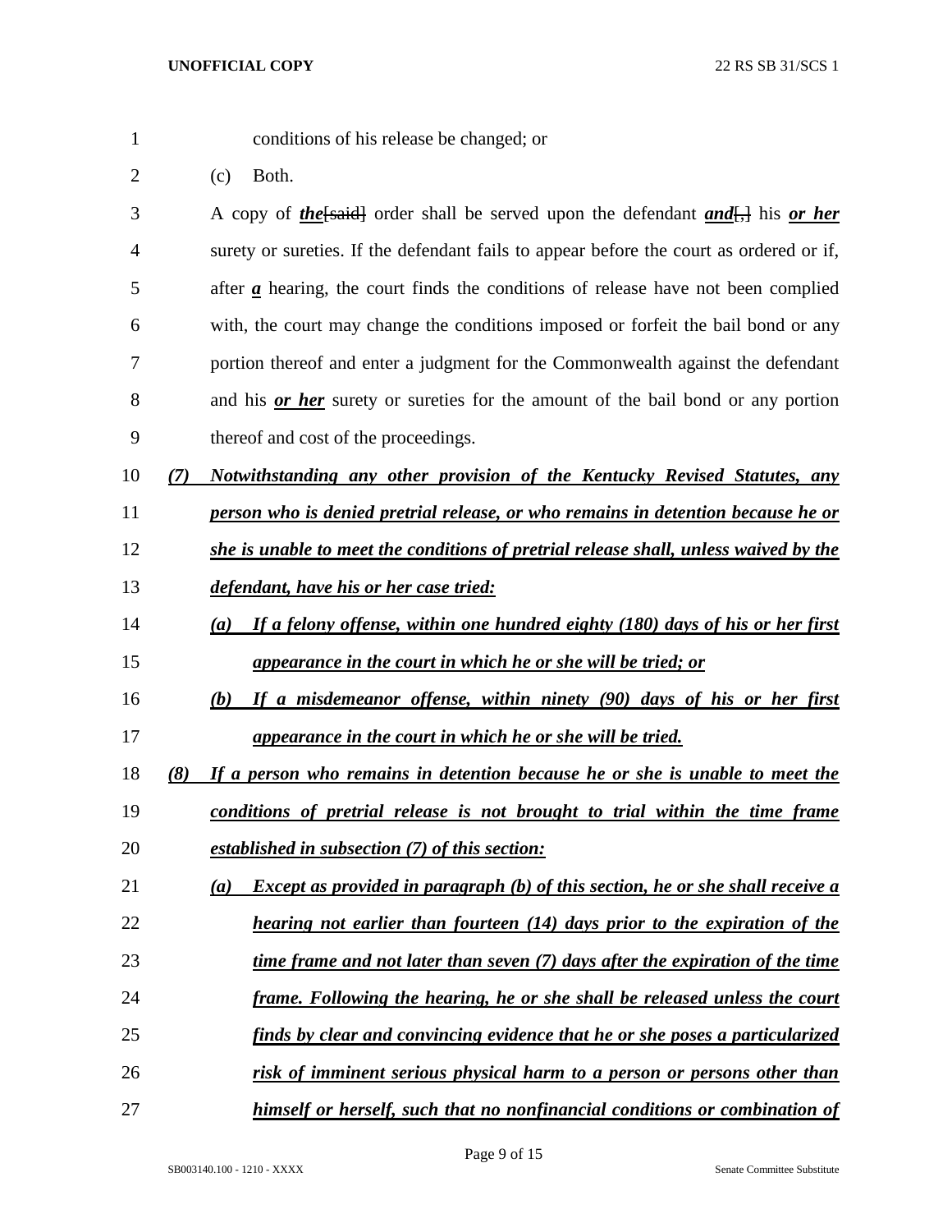conditions of his release be changed; or

(c) Both.

A copy of ***the***[said] order shall be served upon the defendant ***and***[,] his ***or her*** surety or sureties. If the defendant fails to appear before the court as ordered or if, after ***a*** hearing, the court finds the conditions of release have not been complied with, the court may change the conditions imposed or forfeit the bail bond or any portion thereof and enter a judgment for the Commonwealth against the defendant and his ***or her*** surety or sureties for the amount of the bail bond or any portion thereof and cost of the proceedings.

***(7) Notwithstanding any other provision of the Kentucky Revised Statutes, any person who is denied pretrial release, or who remains in detention because he or she is unable to meet the conditions of pretrial release shall, unless waived by the defendant, have his or her case tried:***

***(a) If a felony offense, within one hundred eighty (180) days of his or her first appearance in the court in which he or she will be tried; or***

***(b) If a misdemeanor offense, within ninety (90) days of his or her first appearance in the court in which he or she will be tried.***

***(8) If a person who remains in detention because he or she is unable to meet the conditions of pretrial release is not brought to trial within the time frame established in subsection (7) of this section:***

***(a) Except as provided in paragraph (b) of this section, he or she shall receive a hearing not earlier than fourteen (14) days prior to the expiration of the time frame and not later than seven (7) days after the expiration of the time frame. Following the hearing, he or she shall be released unless the court finds by clear and convincing evidence that he or she poses a particularized risk of imminent serious physical harm to a person or persons other than himself or herself, such that no nonfinancial conditions or combination of***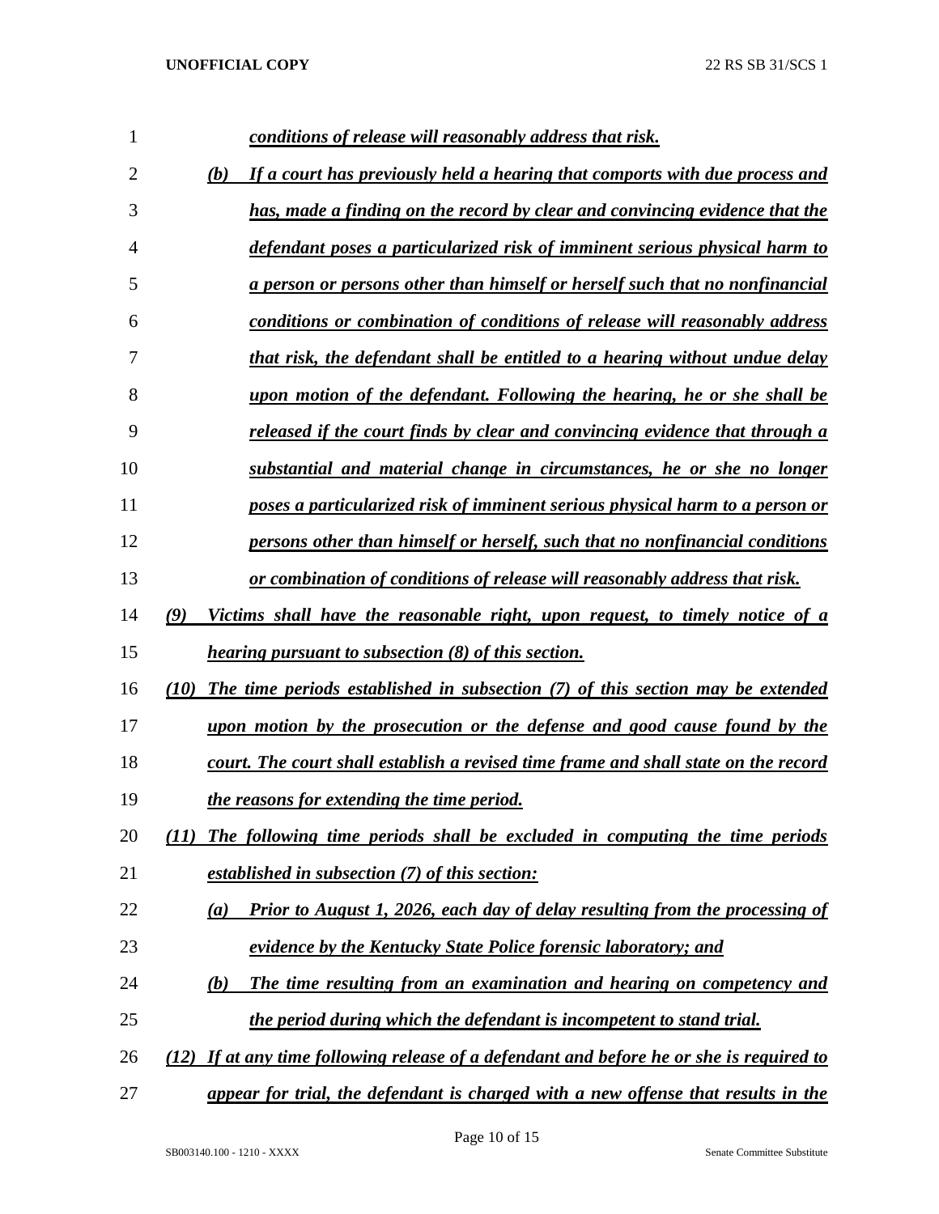*conditions of release will reasonably address that risk.*

*(b) If a court has previously held a hearing that comports with due process and has, made a finding on the record by clear and convincing evidence that the defendant poses a particularized risk of imminent serious physical harm to a person or persons other than himself or herself such that no nonfinancial conditions or combination of conditions of release will reasonably address that risk, the defendant shall be entitled to a hearing without undue delay upon motion of the defendant. Following the hearing, he or she shall be released if the court finds by clear and convincing evidence that through a substantial and material change in circumstances, he or she no longer poses a particularized risk of imminent serious physical harm to a person or persons other than himself or herself, such that no nonfinancial conditions or combination of conditions of release will reasonably address that risk.*

*(9) Victims shall have the reasonable right, upon request, to timely notice of a hearing pursuant to subsection (8) of this section.*

*(10) The time periods established in subsection (7) of this section may be extended upon motion by the prosecution or the defense and good cause found by the court. The court shall establish a revised time frame and shall state on the record the reasons for extending the time period.*

*(11) The following time periods shall be excluded in computing the time periods established in subsection (7) of this section:*

*(a) Prior to August 1, 2026, each day of delay resulting from the processing of evidence by the Kentucky State Police forensic laboratory; and*

*(b) The time resulting from an examination and hearing on competency and the period during which the defendant is incompetent to stand trial.*

*(12) If at any time following release of a defendant and before he or she is required to appear for trial, the defendant is charged with a new offense that results in the*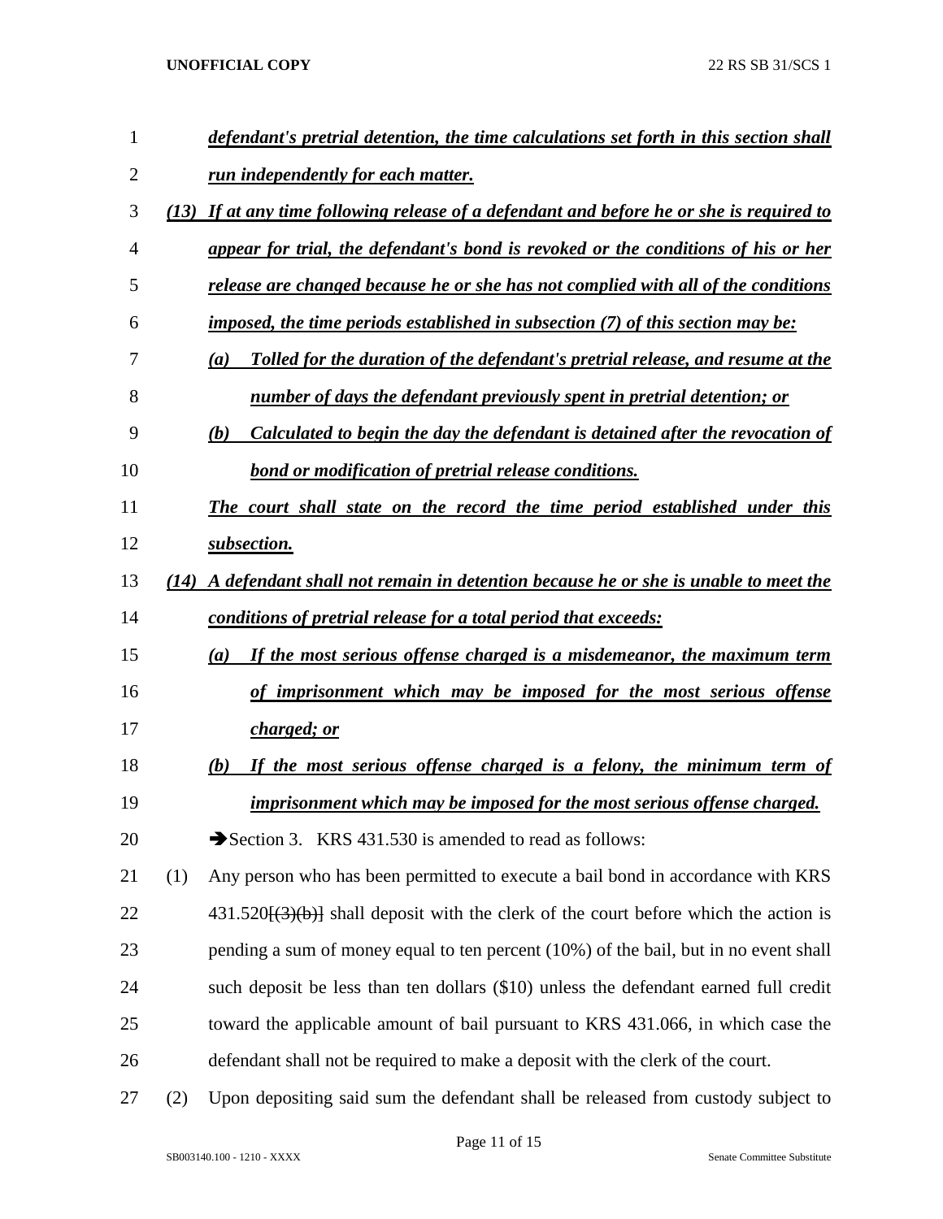*defendant's pretrial detention, the time calculations set forth in this section shall run independently for each matter.*

*(13) If at any time following release of a defendant and before he or she is required to appear for trial, the defendant's bond is revoked or the conditions of his or her release are changed because he or she has not complied with all of the conditions imposed, the time periods established in subsection (7) of this section may be:*

*(a) Tolled for the duration of the defendant's pretrial release, and resume at the number of days the defendant previously spent in pretrial detention; or*

*(b) Calculated to begin the day the defendant is detained after the revocation of bond or modification of pretrial release conditions.*

*The court shall state on the record the time period established under this subsection.*

*(14) A defendant shall not remain in detention because he or she is unable to meet the conditions of pretrial release for a total period that exceeds:*

*(a) If the most serious offense charged is a misdemeanor, the maximum term of imprisonment which may be imposed for the most serious offense charged; or*

*(b) If the most serious offense charged is a felony, the minimum term of imprisonment which may be imposed for the most serious offense charged.*

➔Section 3. KRS 431.530 is amended to read as follows:

(1) Any person who has been permitted to execute a bail bond in accordance with KRS 431.520[(3)(b)] shall deposit with the clerk of the court before which the action is pending a sum of money equal to ten percent (10%) of the bail, but in no event shall such deposit be less than ten dollars ($10) unless the defendant earned full credit toward the applicable amount of bail pursuant to KRS 431.066, in which case the defendant shall not be required to make a deposit with the clerk of the court.

(2) Upon depositing said sum the defendant shall be released from custody subject to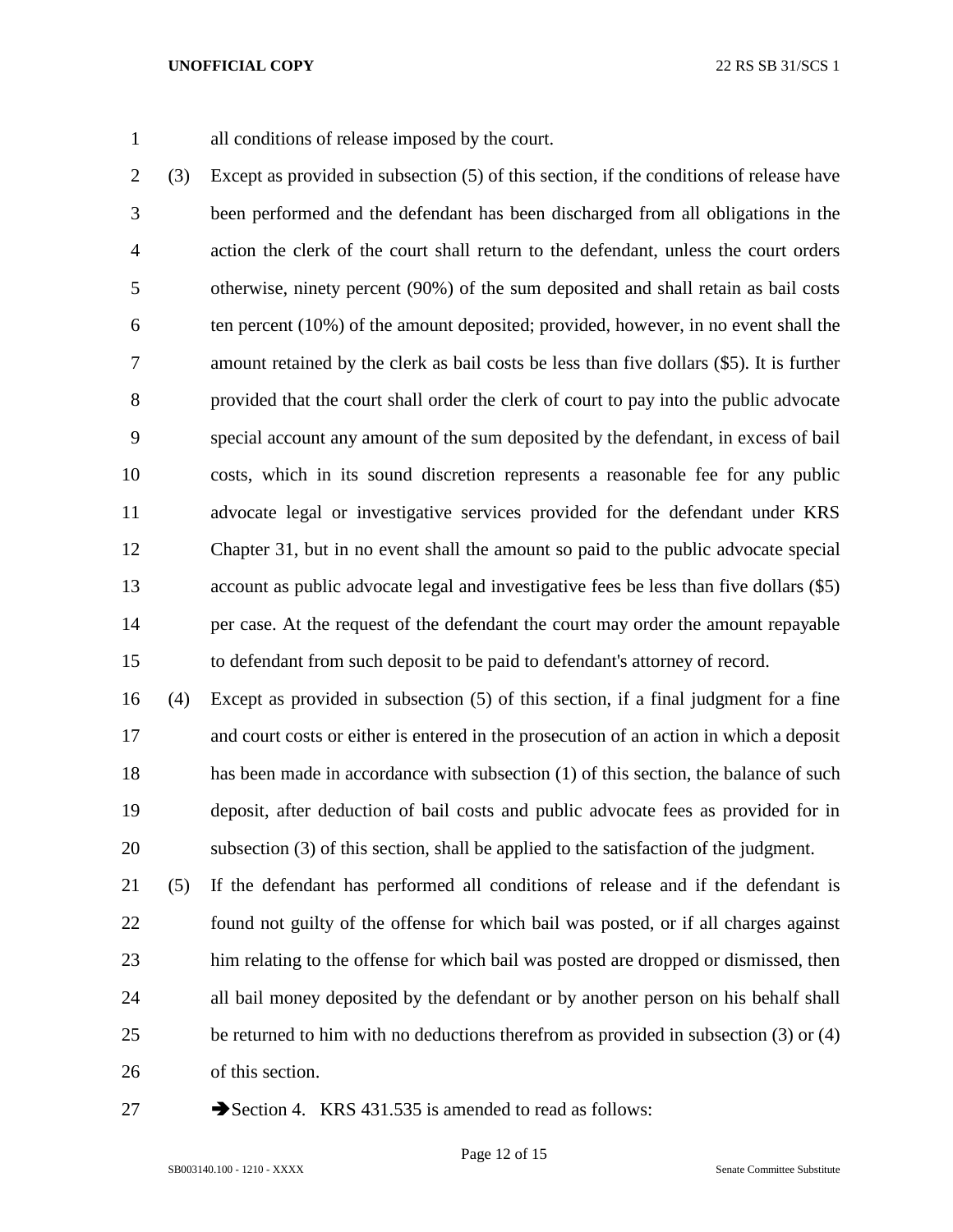all conditions of release imposed by the court.

(3) Except as provided in subsection (5) of this section, if the conditions of release have been performed and the defendant has been discharged from all obligations in the action the clerk of the court shall return to the defendant, unless the court orders otherwise, ninety percent (90%) of the sum deposited and shall retain as bail costs ten percent (10%) of the amount deposited; provided, however, in no event shall the amount retained by the clerk as bail costs be less than five dollars ($5). It is further provided that the court shall order the clerk of court to pay into the public advocate special account any amount of the sum deposited by the defendant, in excess of bail costs, which in its sound discretion represents a reasonable fee for any public advocate legal or investigative services provided for the defendant under KRS Chapter 31, but in no event shall the amount so paid to the public advocate special account as public advocate legal and investigative fees be less than five dollars ($5) per case. At the request of the defendant the court may order the amount repayable to defendant from such deposit to be paid to defendant's attorney of record.

(4) Except as provided in subsection (5) of this section, if a final judgment for a fine and court costs or either is entered in the prosecution of an action in which a deposit has been made in accordance with subsection (1) of this section, the balance of such deposit, after deduction of bail costs and public advocate fees as provided for in subsection (3) of this section, shall be applied to the satisfaction of the judgment.

(5) If the defendant has performed all conditions of release and if the defendant is found not guilty of the offense for which bail was posted, or if all charges against him relating to the offense for which bail was posted are dropped or dismissed, then all bail money deposited by the defendant or by another person on his behalf shall be returned to him with no deductions therefrom as provided in subsection (3) or (4) of this section.

➔Section 4. KRS 431.535 is amended to read as follows: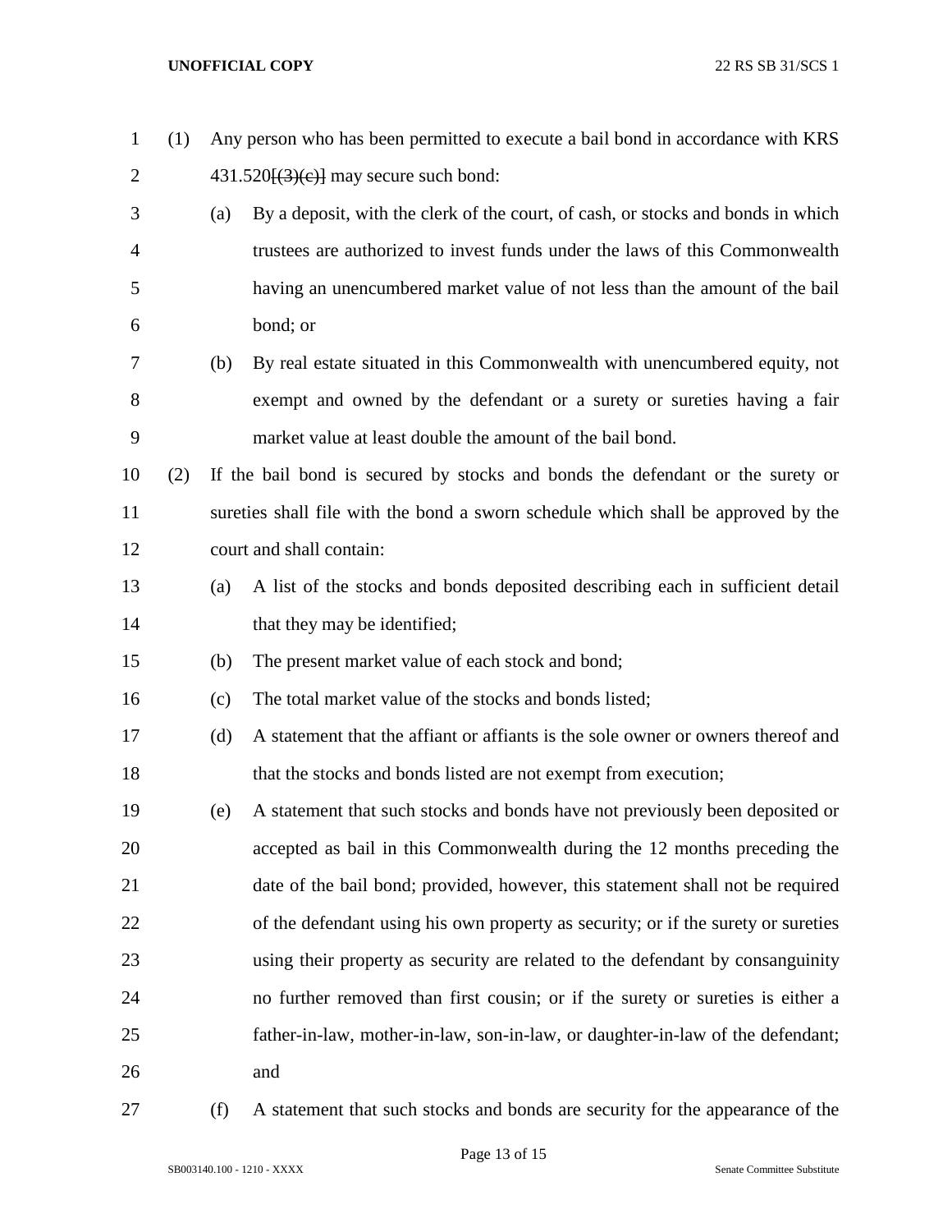(1) Any person who has been permitted to execute a bail bond in accordance with KRS 431.520~~[(3)(c)]~~ may secure such bond:

(a) By a deposit, with the clerk of the court, of cash, or stocks and bonds in which trustees are authorized to invest funds under the laws of this Commonwealth having an unencumbered market value of not less than the amount of the bail bond; or

(b) By real estate situated in this Commonwealth with unencumbered equity, not exempt and owned by the defendant or a surety or sureties having a fair market value at least double the amount of the bail bond.

(2) If the bail bond is secured by stocks and bonds the defendant or the surety or sureties shall file with the bond a sworn schedule which shall be approved by the court and shall contain:

(a) A list of the stocks and bonds deposited describing each in sufficient detail that they may be identified;

(b) The present market value of each stock and bond;

(c) The total market value of the stocks and bonds listed;

(d) A statement that the affiant or affiants is the sole owner or owners thereof and that the stocks and bonds listed are not exempt from execution;

(e) A statement that such stocks and bonds have not previously been deposited or accepted as bail in this Commonwealth during the 12 months preceding the date of the bail bond; provided, however, this statement shall not be required of the defendant using his own property as security; or if the surety or sureties using their property as security are related to the defendant by consanguinity no further removed than first cousin; or if the surety or sureties is either a father-in-law, mother-in-law, son-in-law, or daughter-in-law of the defendant; and

(f) A statement that such stocks and bonds are security for the appearance of the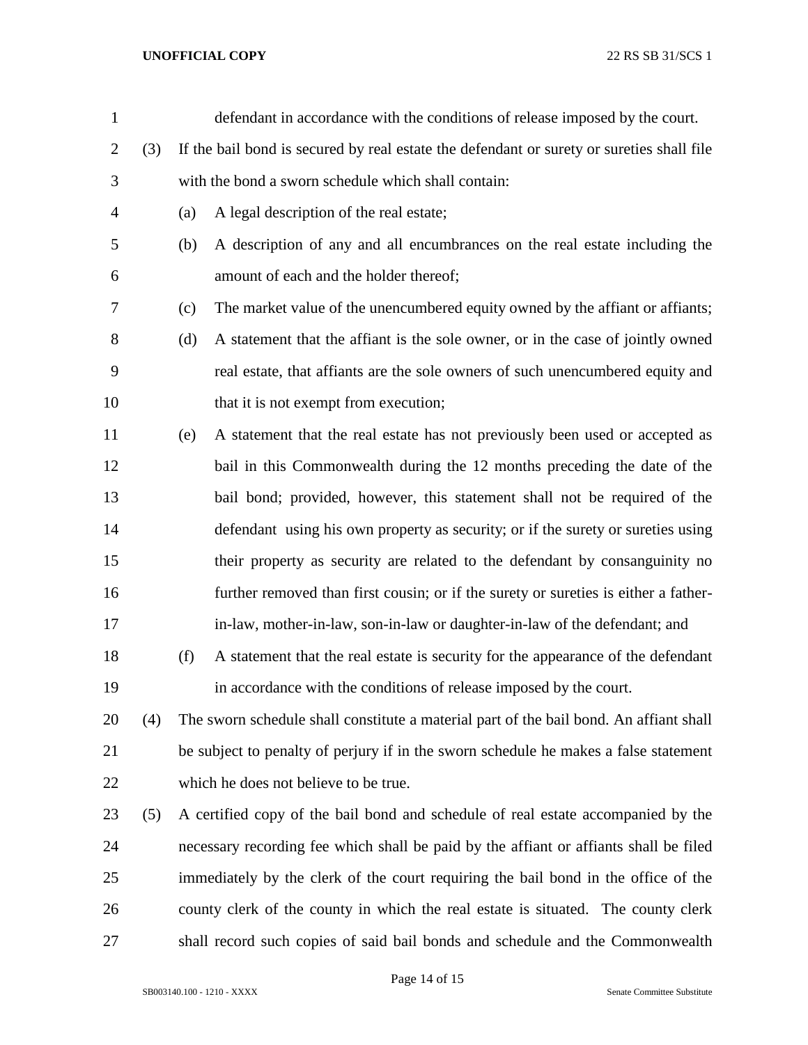defendant in accordance with the conditions of release imposed by the court.

(3) If the bail bond is secured by real estate the defendant or surety or sureties shall file with the bond a sworn schedule which shall contain:

(a) A legal description of the real estate;

(b) A description of any and all encumbrances on the real estate including the amount of each and the holder thereof;

(c) The market value of the unencumbered equity owned by the affiant or affiants;

(d) A statement that the affiant is the sole owner, or in the case of jointly owned real estate, that affiants are the sole owners of such unencumbered equity and that it is not exempt from execution;

(e) A statement that the real estate has not previously been used or accepted as bail in this Commonwealth during the 12 months preceding the date of the bail bond; provided, however, this statement shall not be required of the defendant using his own property as security; or if the surety or sureties using their property as security are related to the defendant by consanguinity no further removed than first cousin; or if the surety or sureties is either a father-in-law, mother-in-law, son-in-law or daughter-in-law of the defendant; and

(f) A statement that the real estate is security for the appearance of the defendant in accordance with the conditions of release imposed by the court.

(4) The sworn schedule shall constitute a material part of the bail bond. An affiant shall be subject to penalty of perjury if in the sworn schedule he makes a false statement which he does not believe to be true.

(5) A certified copy of the bail bond and schedule of real estate accompanied by the necessary recording fee which shall be paid by the affiant or affiants shall be filed immediately by the clerk of the court requiring the bail bond in the office of the county clerk of the county in which the real estate is situated. The county clerk shall record such copies of said bail bonds and schedule and the Commonwealth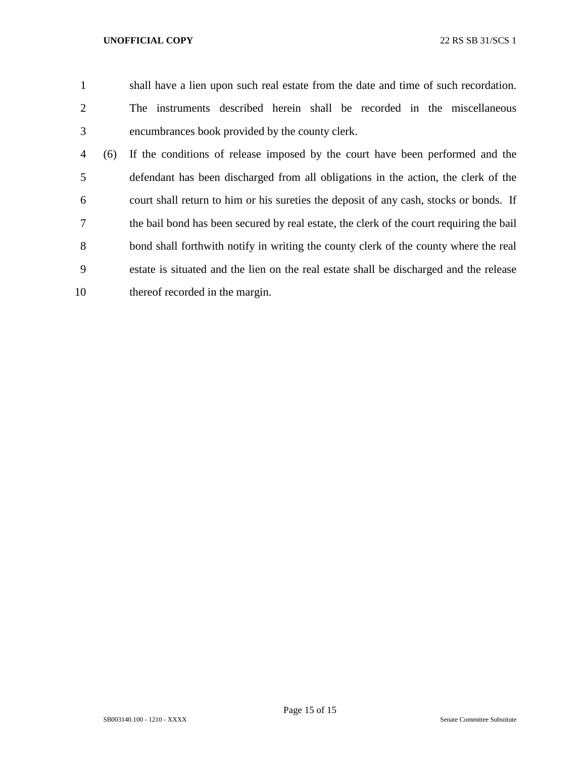shall have a lien upon such real estate from the date and time of such recordation. The instruments described herein shall be recorded in the miscellaneous encumbrances book provided by the county clerk.

(6) If the conditions of release imposed by the court have been performed and the defendant has been discharged from all obligations in the action, the clerk of the court shall return to him or his sureties the deposit of any cash, stocks or bonds. If the bail bond has been secured by real estate, the clerk of the court requiring the bail bond shall forthwith notify in writing the county clerk of the county where the real estate is situated and the lien on the real estate shall be discharged and the release thereof recorded in the margin.